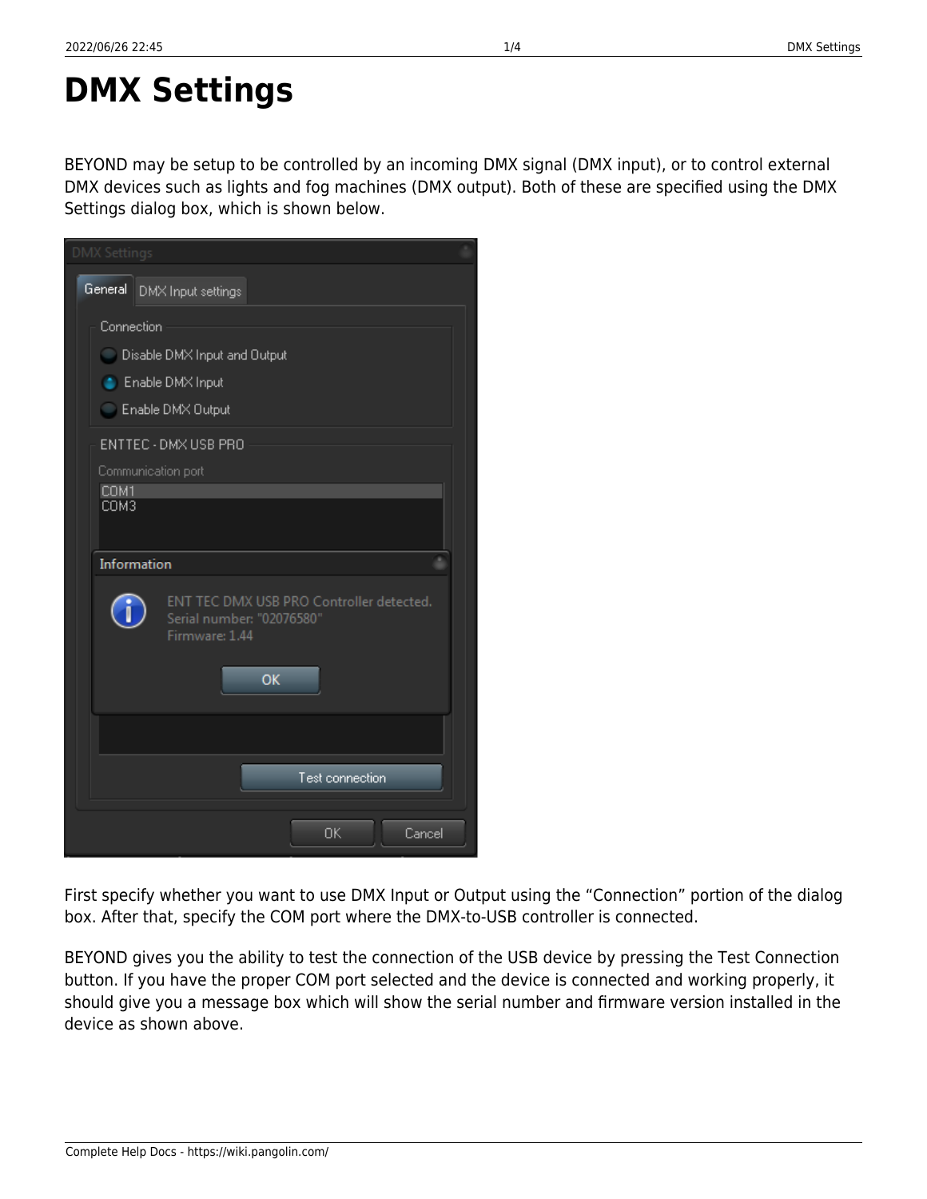# DMX Settings

BEYOND may be setup to be controlled by an incoming DMX signal (DMX input), or to control external DMX devices such as lights and fog machines (DMX output). Both of these are specified using the DMX Settings dialog box, which is shown below.

First specify whether you want to use DMX Input or Output using the "Connection" portion of the dialog box. After that, specify the COM port where the DMX-to-USB controller is connected.

BEYOND gives you the ability to test the connection of the USB device by pressing the Test Connection button. If you have the proper COM port selected and the device is connected and working properly, it should give you a message box which will show the serial number and firmware version installed in the device as shown above.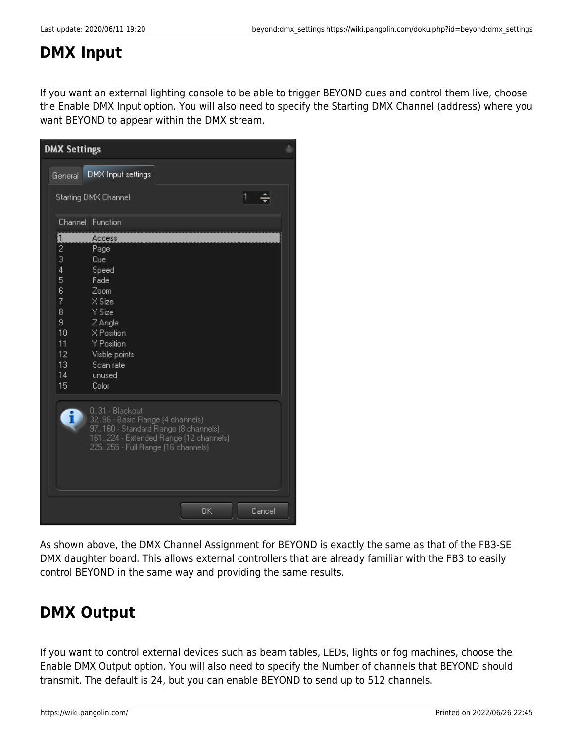# DMX Input

If you want an external lighting console to be able to trigger BEYOND cues and control them live, choose the Enable DMX Input option. You will also need to specify the Starting DMX Channel (address) where you want BEYOND to appear within the DMX stream.

**DMX Settings**

General | DMX Input settings

Starting DMX Channel: 1

| Channel | Function |
|---|---|
| 1 | Access |
| 2 | Page |
| 3 | Cue |
| 4 | Speed |
| 5 | Fade |
| 6 | Zoom |
| 7 | X Size |
| 8 | Y Size |
| 9 | Z Angle |
| 10 | X Position |
| 11 | Y Position |
| 12 | Visble points |
| 13 | Scan rate |
| 14 | unused |
| 15 | Color |

0..31 - Blackout
32..96 - Basic Range (4 channels)
97..160 - Standard Range (8 channels)
161..224 - Extended Range (12 channels)
225..255 - Full Range (16 channels)

OK | Cancel

As shown above, the DMX Channel Assignment for BEYOND is exactly the same as that of the FB3-SE DMX daughter board. This allows external controllers that are already familiar with the FB3 to easily control BEYOND in the same way and providing the same results.

# DMX Output

If you want to control external devices such as beam tables, LEDs, lights or fog machines, choose the Enable DMX Output option. You will also need to specify the Number of channels that BEYOND should transmit. The default is 24, but you can enable BEYOND to send up to 512 channels.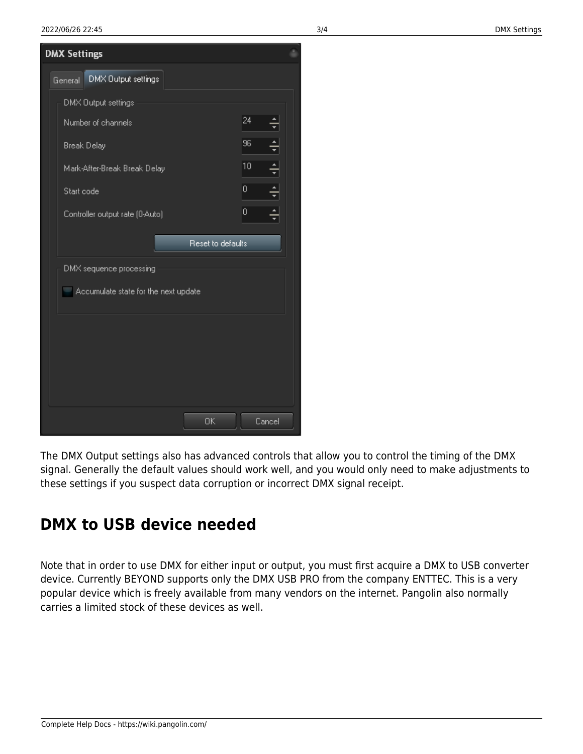The DMX Output settings also has advanced controls that allow you to control the timing of the DMX signal. Generally the default values should work well, and you would only need to make adjustments to these settings if you suspect data corruption or incorrect DMX signal receipt.

## DMX to USB device needed

Note that in order to use DMX for either input or output, you must first acquire a DMX to USB converter device. Currently BEYOND supports only the DMX USB PRO from the company ENTTEC. This is a very popular device which is freely available from many vendors on the internet. Pangolin also normally carries a limited stock of these devices as well.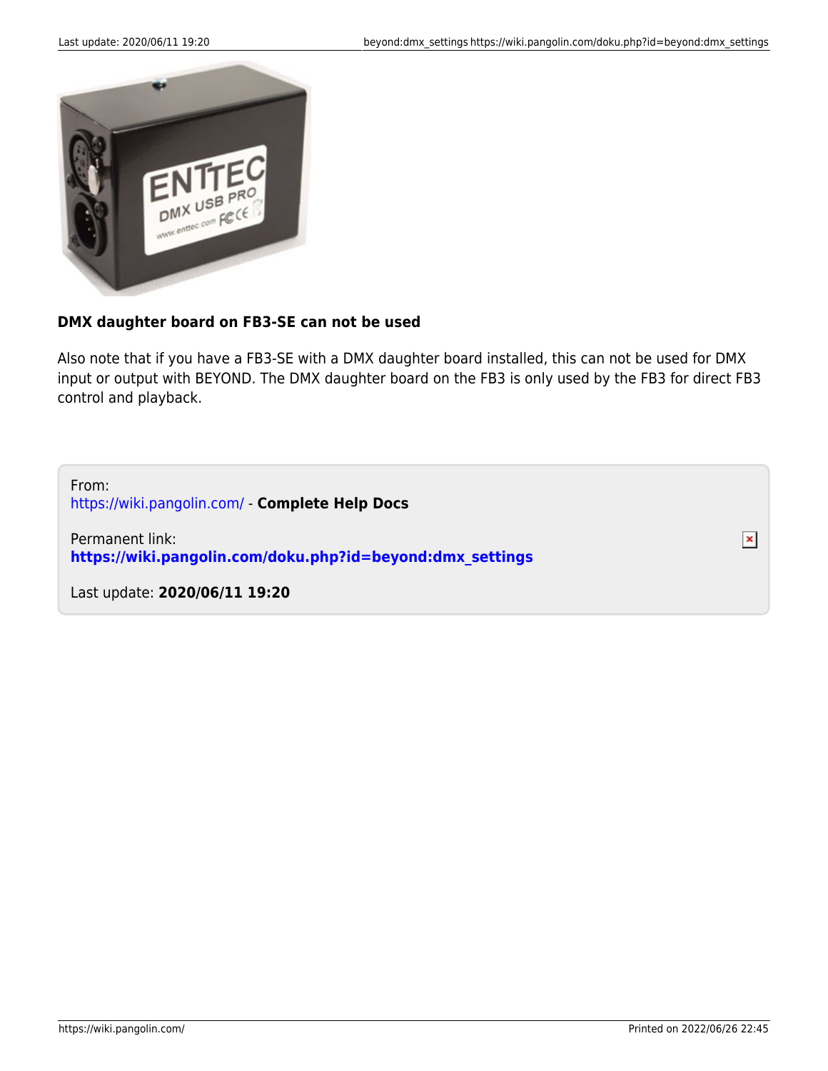**DMX daughter board on FB3-SE can not be used**

Also note that if you have a FB3-SE with a DMX daughter board installed, this can not be used for DMX input or output with BEYOND. The DMX daughter board on the FB3 is only used by the FB3 for direct FB3 control and playback.

From:
https://wiki.pangolin.com/ - **Complete Help Docs**

Permanent link:
**https://wiki.pangolin.com/doku.php?id=beyond:dmx_settings**

Last update: **2020/06/11 19:20**